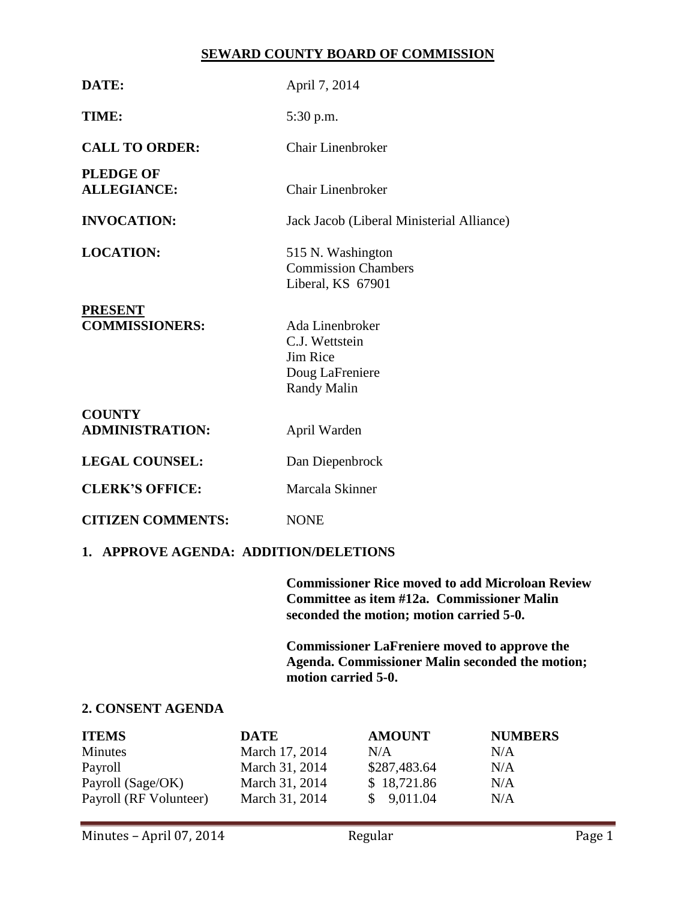# SEWARD COUNTY BOARD OF COMMISSION

**DATE:** April 7, 2014

**TIME:** 5:30 p.m.

**CALL TO ORDER:** Chair Linenbroker

**PLEDGE OF ALLEGIANCE:** Chair Linenbroker

**INVOCATION:** Jack Jacob (Liberal Ministerial Alliance)

**LOCATION:** 515 N. Washington
Commission Chambers
Liberal, KS 67901

**PRESENT COMMISSIONERS:**
Ada Linenbroker
C.J. Wettstein
Jim Rice
Doug LaFreniere
Randy Malin

**COUNTY ADMINISTRATION:** April Warden

**LEGAL COUNSEL:** Dan Diepenbrock

**CLERK'S OFFICE:** Marcala Skinner

**CITIZEN COMMENTS:** NONE

## 1. APPROVE AGENDA: ADDITION/DELETIONS

**Commissioner Rice moved to add Microloan Review Committee as item #12a. Commissioner Malin seconded the motion; motion carried 5-0.**

**Commissioner LaFreniere moved to approve the Agenda. Commissioner Malin seconded the motion; motion carried 5-0.**

## 2. CONSENT AGENDA

| ITEMS | DATE | AMOUNT | NUMBERS |
|---|---|---|---|
| Minutes | March 17, 2014 | N/A | N/A |
| Payroll | March 31, 2014 | $287,483.64 | N/A |
| Payroll (Sage/OK) | March 31, 2014 | $ 18,721.86 | N/A |
| Payroll (RF Volunteer) | March 31, 2014 | $ 9,011.04 | N/A |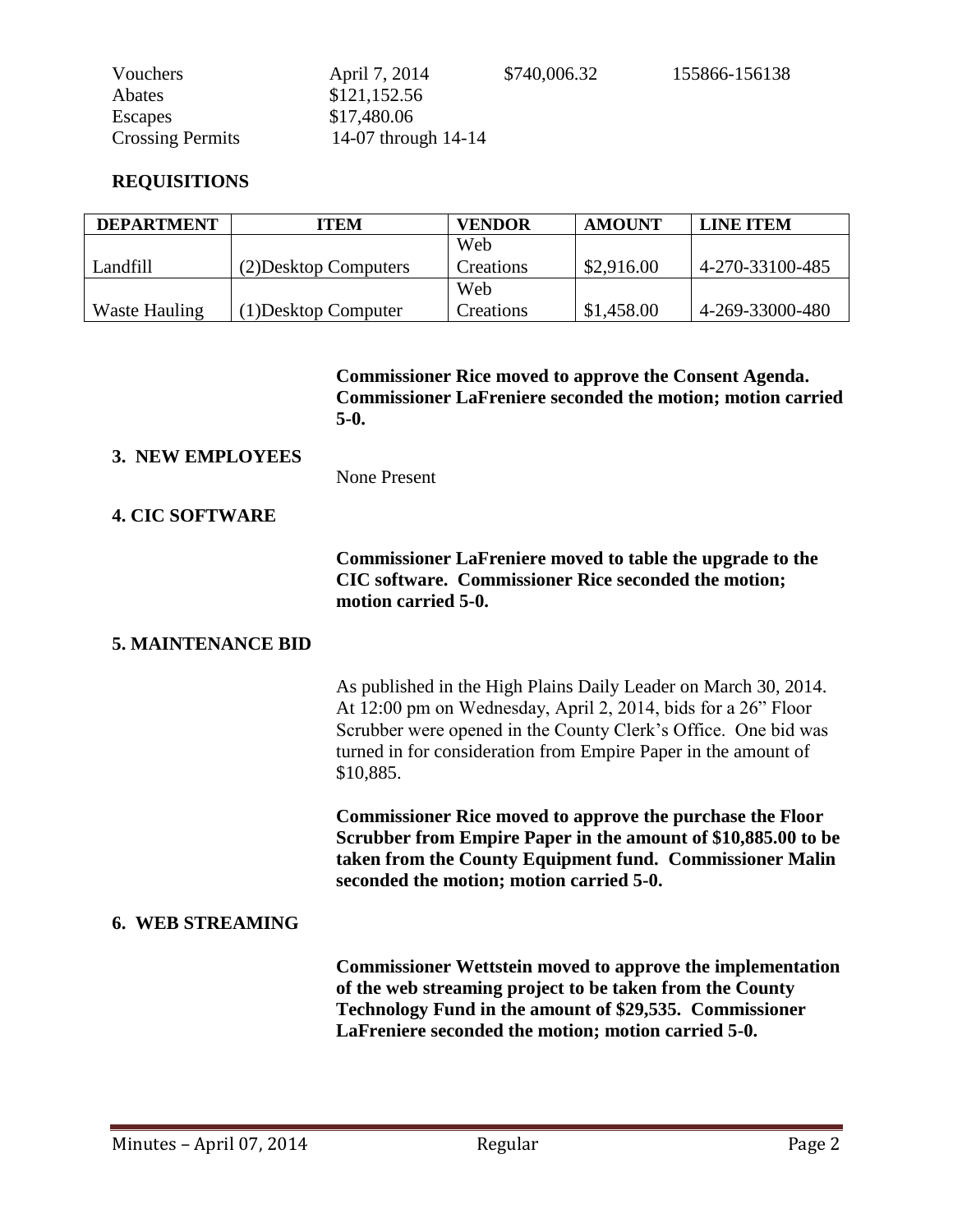| | | | |
|---|---|---|---|
| Vouchers | April 7, 2014 | $740,006.32 | 155866-156138 |
| Abates | $121,152.56 | | |
| Escapes | $17,480.06 | | |
| Crossing Permits | 14-07 through 14-14 | | |

**REQUISITIONS**

| DEPARTMENT | ITEM | VENDOR | AMOUNT | LINE ITEM |
|---|---|---|---|---|
| Landfill | (2)Desktop Computers | Web Creations | $2,916.00 | 4-270-33100-485 |
| Waste Hauling | (1)Desktop Computer | Web Creations | $1,458.00 | 4-269-33000-480 |

**Commissioner Rice moved to approve the Consent Agenda. Commissioner LaFreniere seconded the motion; motion carried 5-0.**

**3. NEW EMPLOYEES**

None Present

**4. CIC SOFTWARE**

**Commissioner LaFreniere moved to table the upgrade to the CIC software. Commissioner Rice seconded the motion; motion carried 5-0.**

**5. MAINTENANCE BID**

As published in the High Plains Daily Leader on March 30, 2014. At 12:00 pm on Wednesday, April 2, 2014, bids for a 26" Floor Scrubber were opened in the County Clerk's Office. One bid was turned in for consideration from Empire Paper in the amount of $10,885.

**Commissioner Rice moved to approve the purchase the Floor Scrubber from Empire Paper in the amount of $10,885.00 to be taken from the County Equipment fund. Commissioner Malin seconded the motion; motion carried 5-0.**

**6. WEB STREAMING**

**Commissioner Wettstein moved to approve the implementation of the web streaming project to be taken from the County Technology Fund in the amount of $29,535. Commissioner LaFreniere seconded the motion; motion carried 5-0.**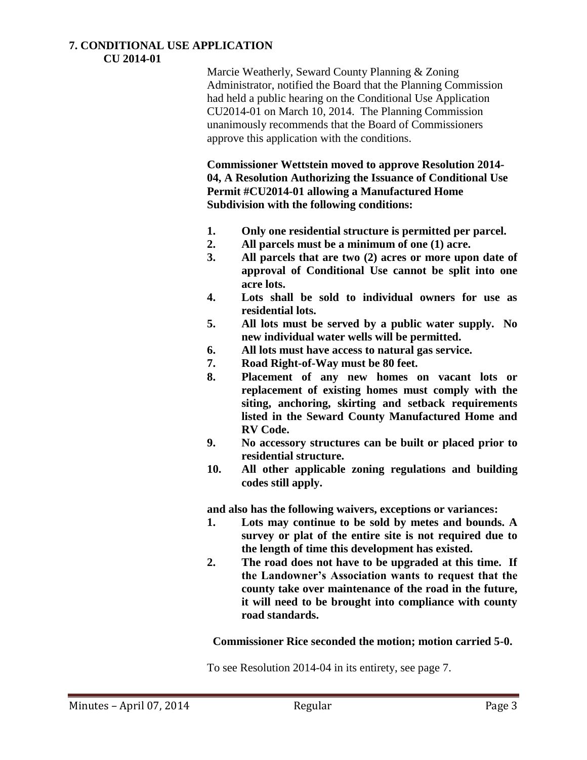## 7. CONDITIONAL USE APPLICATION

**CU 2014-01**

Marcie Weatherly, Seward County Planning & Zoning Administrator, notified the Board that the Planning Commission had held a public hearing on the Conditional Use Application CU2014-01 on March 10, 2014. The Planning Commission unanimously recommends that the Board of Commissioners approve this application with the conditions.

**Commissioner Wettstein moved to approve Resolution 2014-04, A Resolution Authorizing the Issuance of Conditional Use Permit #CU2014-01 allowing a Manufactured Home Subdivision with the following conditions:**

1. **Only one residential structure is permitted per parcel.**
2. **All parcels must be a minimum of one (1) acre.**
3. **All parcels that are two (2) acres or more upon date of approval of Conditional Use cannot be split into one acre lots.**
4. **Lots shall be sold to individual owners for use as residential lots.**
5. **All lots must be served by a public water supply. No new individual water wells will be permitted.**
6. **All lots must have access to natural gas service.**
7. **Road Right-of-Way must be 80 feet.**
8. **Placement of any new homes on vacant lots or replacement of existing homes must comply with the siting, anchoring, skirting and setback requirements listed in the Seward County Manufactured Home and RV Code.**
9. **No accessory structures can be built or placed prior to residential structure.**
10. **All other applicable zoning regulations and building codes still apply.**

**and also has the following waivers, exceptions or variances:**

1. **Lots may continue to be sold by metes and bounds. A survey or plat of the entire site is not required due to the length of time this development has existed.**
2. **The road does not have to be upgraded at this time. If the Landowner's Association wants to request that the county take over maintenance of the road in the future, it will need to be brought into compliance with county road standards.**

**Commissioner Rice seconded the motion; motion carried 5-0.**

To see Resolution 2014-04 in its entirety, see page 7.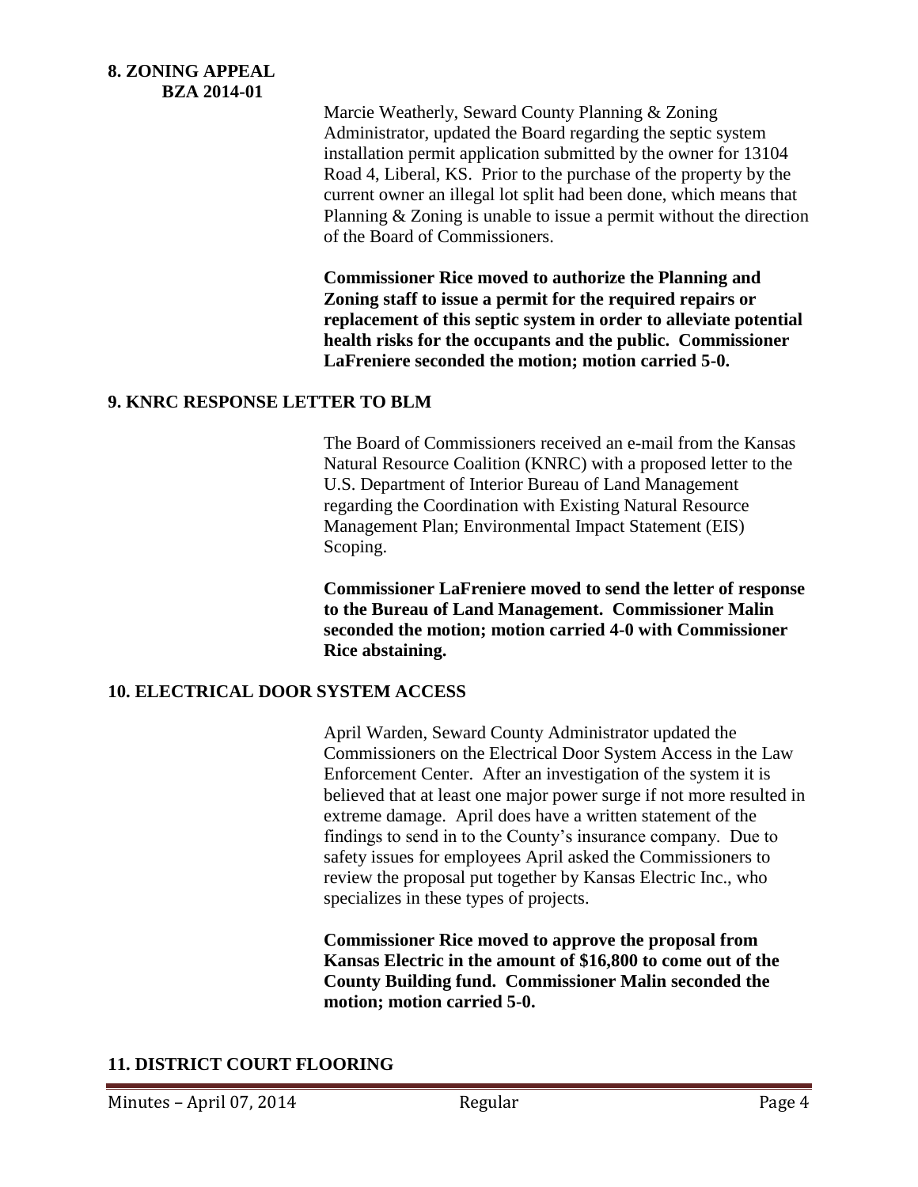## 8. ZONING APPEAL
### BZA 2014-01

Marcie Weatherly, Seward County Planning & Zoning Administrator, updated the Board regarding the septic system installation permit application submitted by the owner for 13104 Road 4, Liberal, KS. Prior to the purchase of the property by the current owner an illegal lot split had been done, which means that Planning & Zoning is unable to issue a permit without the direction of the Board of Commissioners.

**Commissioner Rice moved to authorize the Planning and Zoning staff to issue a permit for the required repairs or replacement of this septic system in order to alleviate potential health risks for the occupants and the public. Commissioner LaFreniere seconded the motion; motion carried 5-0.**

## 9. KNRC RESPONSE LETTER TO BLM

The Board of Commissioners received an e-mail from the Kansas Natural Resource Coalition (KNRC) with a proposed letter to the U.S. Department of Interior Bureau of Land Management regarding the Coordination with Existing Natural Resource Management Plan; Environmental Impact Statement (EIS) Scoping.

**Commissioner LaFreniere moved to send the letter of response to the Bureau of Land Management. Commissioner Malin seconded the motion; motion carried 4-0 with Commissioner Rice abstaining.**

## 10. ELECTRICAL DOOR SYSTEM ACCESS

April Warden, Seward County Administrator updated the Commissioners on the Electrical Door System Access in the Law Enforcement Center. After an investigation of the system it is believed that at least one major power surge if not more resulted in extreme damage. April does have a written statement of the findings to send in to the County's insurance company. Due to safety issues for employees April asked the Commissioners to review the proposal put together by Kansas Electric Inc., who specializes in these types of projects.

**Commissioner Rice moved to approve the proposal from Kansas Electric in the amount of $16,800 to come out of the County Building fund. Commissioner Malin seconded the motion; motion carried 5-0.**

## 11. DISTRICT COURT FLOORING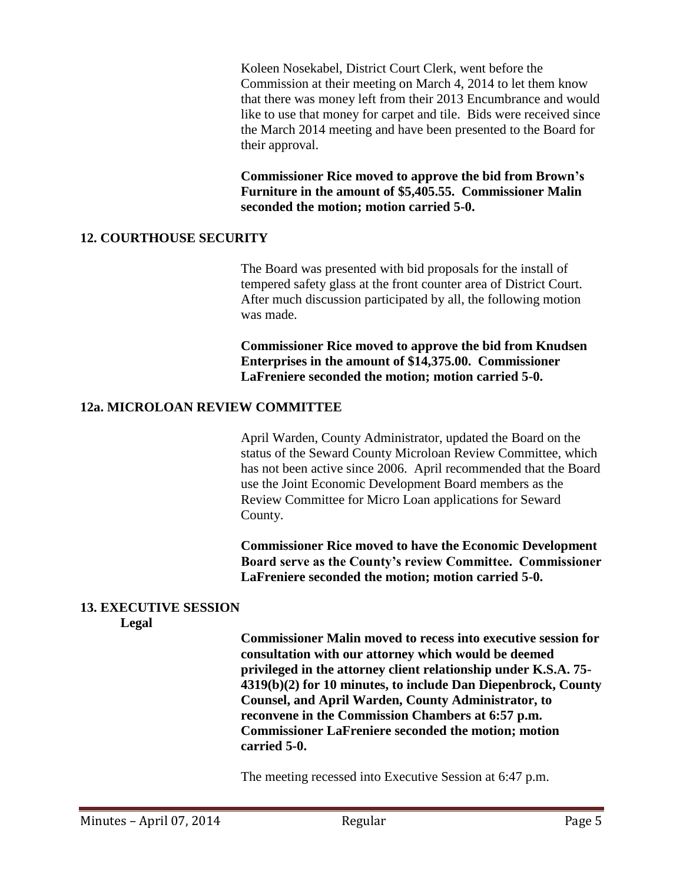Koleen Nosekabel, District Court Clerk, went before the Commission at their meeting on March 4, 2014 to let them know that there was money left from their 2013 Encumbrance and would like to use that money for carpet and tile. Bids were received since the March 2014 meeting and have been presented to the Board for their approval.

**Commissioner Rice moved to approve the bid from Brown's Furniture in the amount of $5,405.55. Commissioner Malin seconded the motion; motion carried 5-0.**

## 12. COURTHOUSE SECURITY

The Board was presented with bid proposals for the install of tempered safety glass at the front counter area of District Court. After much discussion participated by all, the following motion was made.

**Commissioner Rice moved to approve the bid from Knudsen Enterprises in the amount of $14,375.00. Commissioner LaFreniere seconded the motion; motion carried 5-0.**

## 12a. MICROLOAN REVIEW COMMITTEE

April Warden, County Administrator, updated the Board on the status of the Seward County Microloan Review Committee, which has not been active since 2006. April recommended that the Board use the Joint Economic Development Board members as the Review Committee for Micro Loan applications for Seward County.

**Commissioner Rice moved to have the Economic Development Board serve as the County's review Committee. Commissioner LaFreniere seconded the motion; motion carried 5-0.**

## 13. EXECUTIVE SESSION

**Legal**

**Commissioner Malin moved to recess into executive session for consultation with our attorney which would be deemed privileged in the attorney client relationship under K.S.A. 75-4319(b)(2) for 10 minutes, to include Dan Diepenbrock, County Counsel, and April Warden, County Administrator, to reconvene in the Commission Chambers at 6:57 p.m. Commissioner LaFreniere seconded the motion; motion carried 5-0.**

The meeting recessed into Executive Session at 6:47 p.m.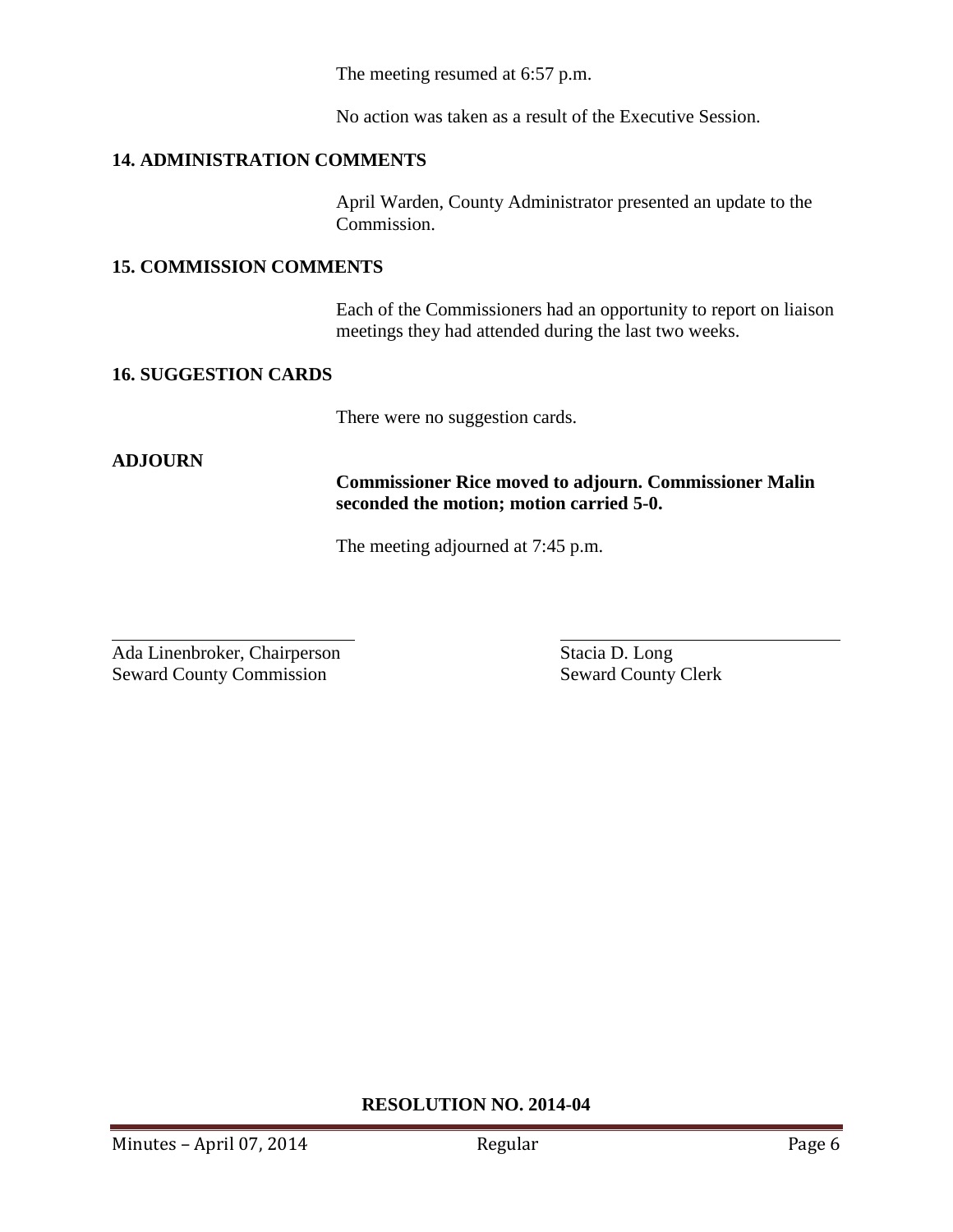The meeting resumed at 6:57 p.m.

No action was taken as a result of the Executive Session.

**14. ADMINISTRATION COMMENTS**

April Warden, County Administrator presented an update to the Commission.

**15. COMMISSION COMMENTS**

Each of the Commissioners had an opportunity to report on liaison meetings they had attended during the last two weeks.

**16. SUGGESTION CARDS**

There were no suggestion cards.

**ADJOURN**

**Commissioner Rice moved to adjourn. Commissioner Malin seconded the motion; motion carried 5-0.**

The meeting adjourned at 7:45 p.m.

Ada Linenbroker, Chairperson
Seward County Commission

Stacia D. Long
Seward County Clerk

**RESOLUTION NO. 2014-04**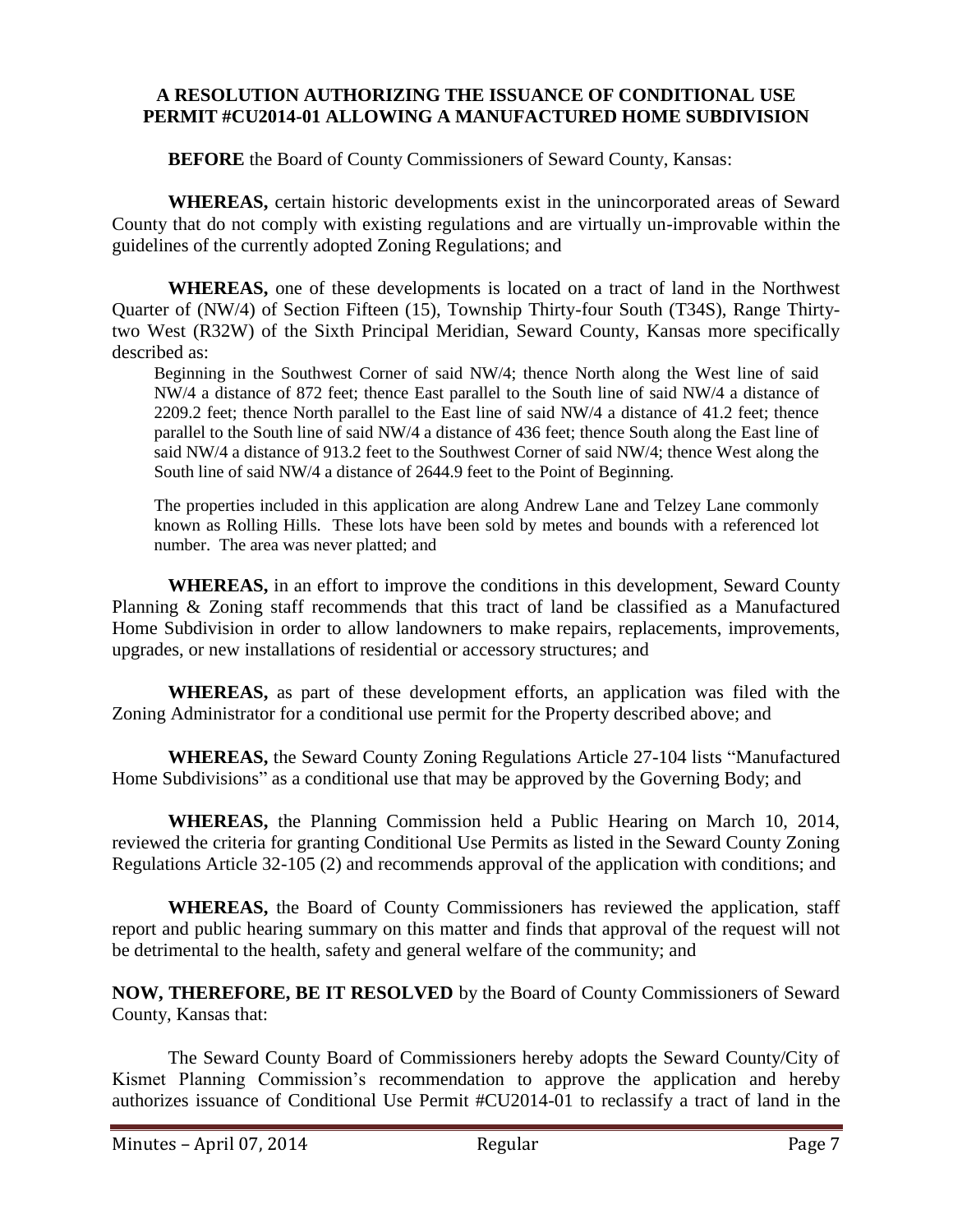**A RESOLUTION AUTHORIZING THE ISSUANCE OF CONDITIONAL USE PERMIT #CU2014-01 ALLOWING A MANUFACTURED HOME SUBDIVISION**

**BEFORE** the Board of County Commissioners of Seward County, Kansas:

**WHEREAS,** certain historic developments exist in the unincorporated areas of Seward County that do not comply with existing regulations and are virtually un-improvable within the guidelines of the currently adopted Zoning Regulations; and

**WHEREAS,** one of these developments is located on a tract of land in the Northwest Quarter of (NW/4) of Section Fifteen (15), Township Thirty-four South (T34S), Range Thirty-two West (R32W) of the Sixth Principal Meridian, Seward County, Kansas more specifically described as:

> Beginning in the Southwest Corner of said NW/4; thence North along the West line of said NW/4 a distance of 872 feet; thence East parallel to the South line of said NW/4 a distance of 2209.2 feet; thence North parallel to the East line of said NW/4 a distance of 41.2 feet; thence parallel to the South line of said NW/4 a distance of 436 feet; thence South along the East line of said NW/4 a distance of 913.2 feet to the Southwest Corner of said NW/4; thence West along the South line of said NW/4 a distance of 2644.9 feet to the Point of Beginning.
>
> The properties included in this application are along Andrew Lane and Telzey Lane commonly known as Rolling Hills. These lots have been sold by metes and bounds with a referenced lot number. The area was never platted; and

**WHEREAS,** in an effort to improve the conditions in this development, Seward County Planning & Zoning staff recommends that this tract of land be classified as a Manufactured Home Subdivision in order to allow landowners to make repairs, replacements, improvements, upgrades, or new installations of residential or accessory structures; and

**WHEREAS,** as part of these development efforts, an application was filed with the Zoning Administrator for a conditional use permit for the Property described above; and

**WHEREAS,** the Seward County Zoning Regulations Article 27-104 lists "Manufactured Home Subdivisions" as a conditional use that may be approved by the Governing Body; and

**WHEREAS,** the Planning Commission held a Public Hearing on March 10, 2014, reviewed the criteria for granting Conditional Use Permits as listed in the Seward County Zoning Regulations Article 32-105 (2) and recommends approval of the application with conditions; and

**WHEREAS,** the Board of County Commissioners has reviewed the application, staff report and public hearing summary on this matter and finds that approval of the request will not be detrimental to the health, safety and general welfare of the community; and

**NOW, THEREFORE, BE IT RESOLVED** by the Board of County Commissioners of Seward County, Kansas that:

The Seward County Board of Commissioners hereby adopts the Seward County/City of Kismet Planning Commission's recommendation to approve the application and hereby authorizes issuance of Conditional Use Permit #CU2014-01 to reclassify a tract of land in the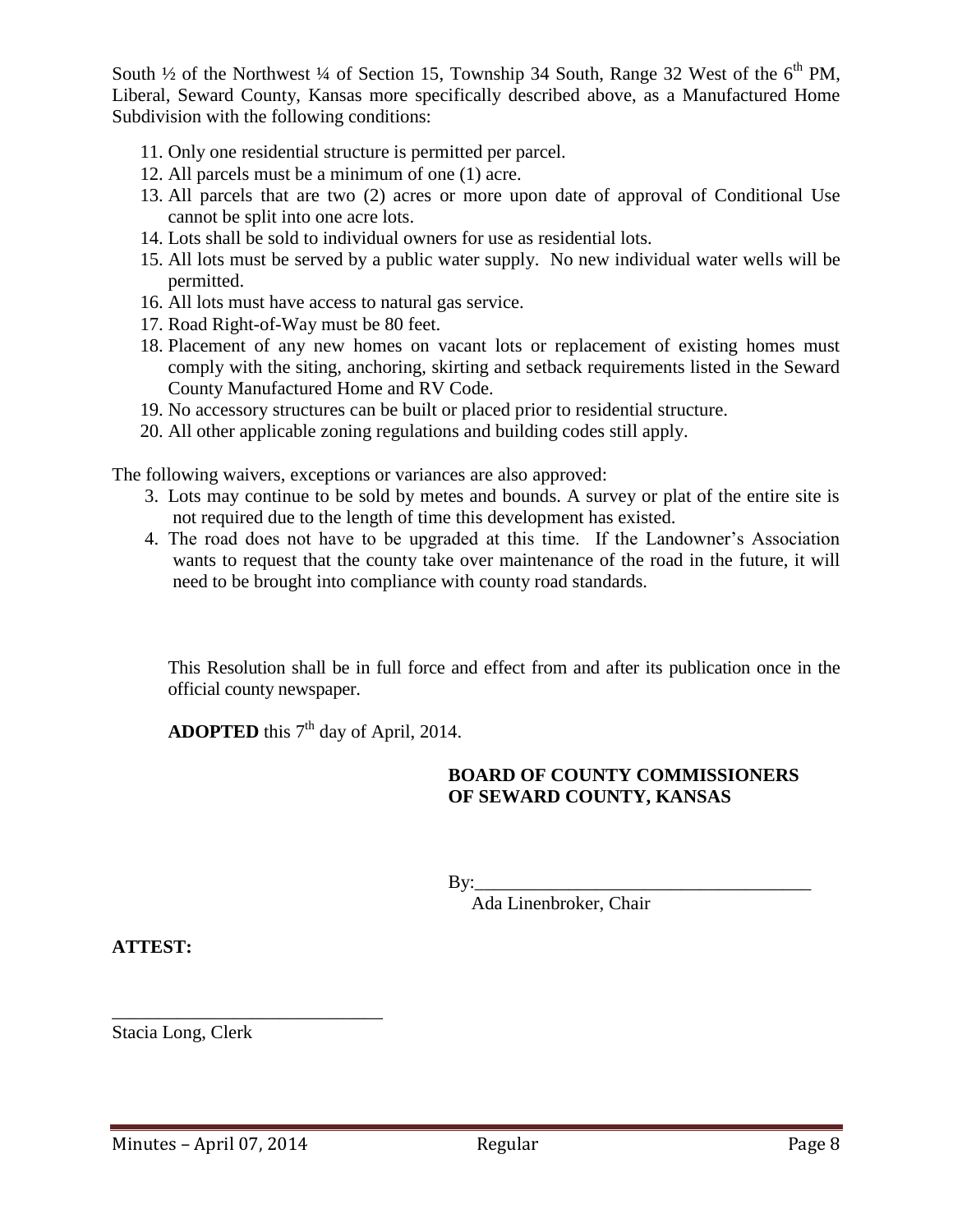South ½ of the Northwest ¼ of Section 15, Township 34 South, Range 32 West of the 6th PM, Liberal, Seward County, Kansas more specifically described above, as a Manufactured Home Subdivision with the following conditions:

11. Only one residential structure is permitted per parcel.
12. All parcels must be a minimum of one (1) acre.
13. All parcels that are two (2) acres or more upon date of approval of Conditional Use cannot be split into one acre lots.
14. Lots shall be sold to individual owners for use as residential lots.
15. All lots must be served by a public water supply. No new individual water wells will be permitted.
16. All lots must have access to natural gas service.
17. Road Right-of-Way must be 80 feet.
18. Placement of any new homes on vacant lots or replacement of existing homes must comply with the siting, anchoring, skirting and setback requirements listed in the Seward County Manufactured Home and RV Code.
19. No accessory structures can be built or placed prior to residential structure.
20. All other applicable zoning regulations and building codes still apply.

The following waivers, exceptions or variances are also approved:

3. Lots may continue to be sold by metes and bounds. A survey or plat of the entire site is not required due to the length of time this development has existed.
4. The road does not have to be upgraded at this time. If the Landowner's Association wants to request that the county take over maintenance of the road in the future, it will need to be brought into compliance with county road standards.

This Resolution shall be in full force and effect from and after its publication once in the official county newspaper.

**ADOPTED** this 7th day of April, 2014.

**BOARD OF COUNTY COMMISSIONERS**
**OF SEWARD COUNTY, KANSAS**

By:\_\_\_\_\_\_\_\_\_\_\_\_\_\_\_\_\_\_\_\_\_\_\_\_\_\_\_\_\_\_\_\_\_\_\_\_
Ada Linenbroker, Chair

**ATTEST:**

\_\_\_\_\_\_\_\_\_\_\_\_\_\_\_\_\_\_\_\_\_\_\_\_\_\_\_\_\_\_
Stacia Long, Clerk